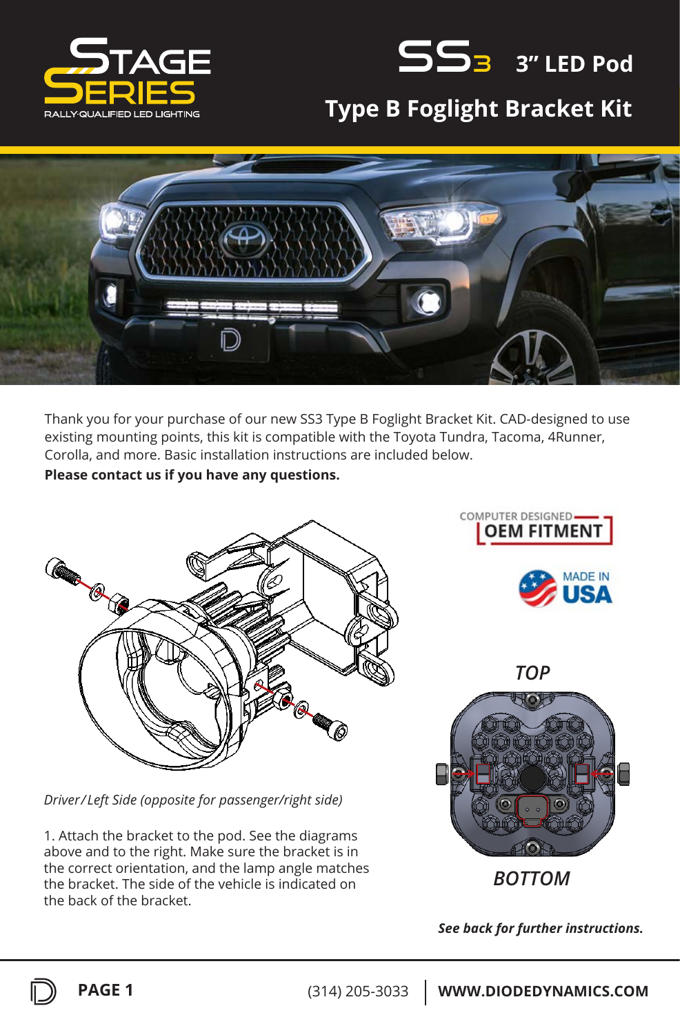# Stage Series

RALLY-QUALIFIED LED LIGHTING

# SS3 3" LED Pod

## Type B Foglight Bracket Kit

Thank you for your purchase of our new SS3 Type B Foglight Bracket Kit. CAD-designed to use existing mounting points, this kit is compatible with the Toyota Tundra, Tacoma, 4Runner, Corolla, and more. Basic installation instructions are included below.

**Please contact us if you have any questions.**

COMPUTER DESIGNED

OEM FITMENT

MADE IN USA

*Driver/Left Side (opposite for passenger/right side)*

1. Attach the bracket to the pod. See the diagrams above and to the right. Make sure the bracket is in the correct orientation, and the lamp angle matches the bracket. The side of the vehicle is indicated on the back of the bracket.

*TOP*

*BOTTOM*

***See back for further instructions.***

(314) 205-3033 | **WWW.DIODEDYNAMICS.COM**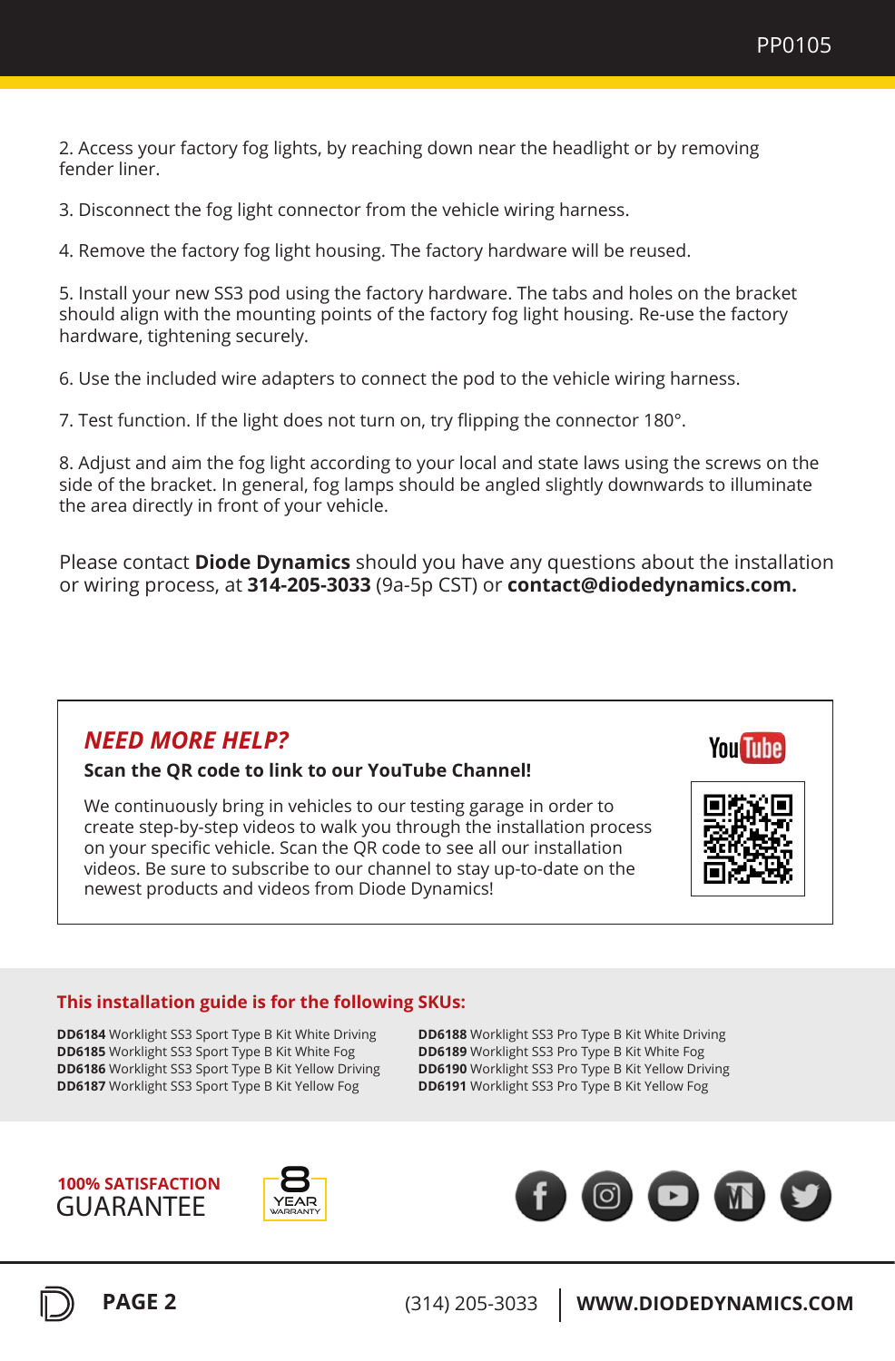2. Access your factory fog lights, by reaching down near the headlight or by removing fender liner.

3. Disconnect the fog light connector from the vehicle wiring harness.

4. Remove the factory fog light housing. The factory hardware will be reused.

5. Install your new SS3 pod using the factory hardware. The tabs and holes on the bracket should align with the mounting points of the factory fog light housing. Re-use the factory hardware, tightening securely.

6. Use the included wire adapters to connect the pod to the vehicle wiring harness.

7. Test function. If the light does not turn on, try flipping the connector 180°.

8. Adjust and aim the fog light according to your local and state laws using the screws on the side of the bracket. In general, fog lamps should be angled slightly downwards to illuminate the area directly in front of your vehicle.

Please contact **Diode Dynamics** should you have any questions about the installation or wiring process, at **314-205-3033** (9a-5p CST) or **contact@diodedynamics.com.**

## *NEED MORE HELP?*

**Scan the QR code to link to our YouTube Channel!**

We continuously bring in vehicles to our testing garage in order to create step-by-step videos to walk you through the installation process on your specific vehicle. Scan the QR code to see all our installation videos. Be sure to subscribe to our channel to stay up-to-date on the newest products and videos from Diode Dynamics!

### This installation guide is for the following SKUs:

- **DD6184** Worklight SS3 Sport Type B Kit White Driving
- **DD6185** Worklight SS3 Sport Type B Kit White Fog
- **DD6186** Worklight SS3 Sport Type B Kit Yellow Driving
- **DD6187** Worklight SS3 Sport Type B Kit Yellow Fog
- **DD6188** Worklight SS3 Pro Type B Kit White Driving
- **DD6189** Worklight SS3 Pro Type B Kit White Fog
- **DD6190** Worklight SS3 Pro Type B Kit Yellow Driving
- **DD6191** Worklight SS3 Pro Type B Kit Yellow Fog

**100% SATISFACTION** GUARANTEE

8 YEAR WARRANTY

(314) 205-3033 | **WWW.DIODEDYNAMICS.COM**